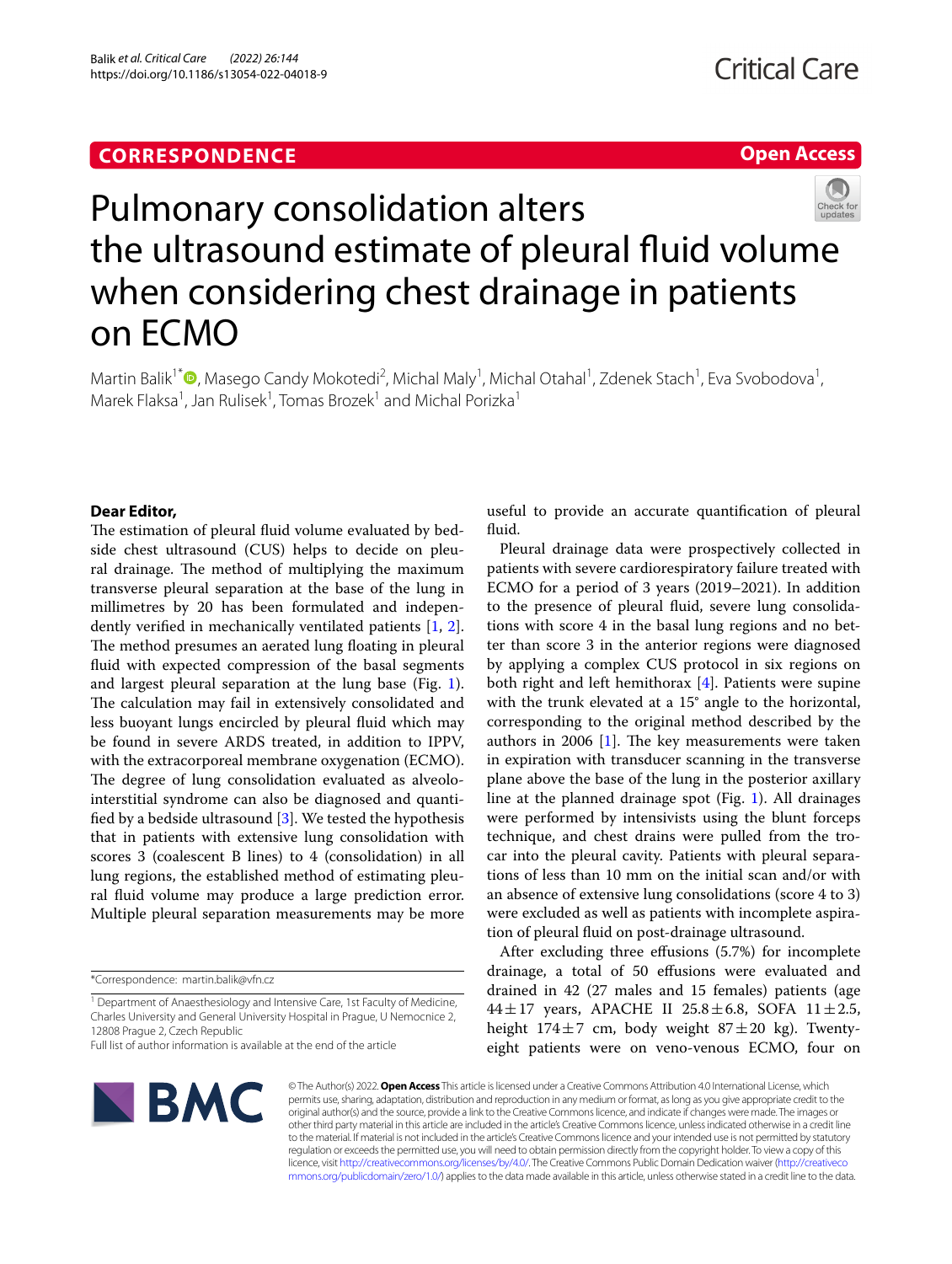CORRESPONDENCE

Open Access

# Pulmonary consolidation alters the ultrasound estimate of pleural fluid volume when considering chest drainage in patients on ECMO

Martin Balik[1*], Masego Candy Mokotedi[2], Michal Maly[1], Michal Otahal[1], Zdenek Stach[1], Eva Svobodova[1], Marek Flaksa[1], Jan Rulisek[1], Tomas Brozek[1] and Michal Porizka[1]

**Dear Editor,**

The estimation of pleural fluid volume evaluated by bedside chest ultrasound (CUS) helps to decide on pleural drainage. The method of multiplying the maximum transverse pleural separation at the base of the lung in millimetres by 20 has been formulated and independently verified in mechanically ventilated patients [1, 2]. The method presumes an aerated lung floating in pleural fluid with expected compression of the basal segments and largest pleural separation at the lung base (Fig. 1). The calculation may fail in extensively consolidated and less buoyant lungs encircled by pleural fluid which may be found in severe ARDS treated, in addition to IPPV, with the extracorporeal membrane oxygenation (ECMO). The degree of lung consolidation evaluated as alveolo-interstitial syndrome can also be diagnosed and quantified by a bedside ultrasound [3]. We tested the hypothesis that in patients with extensive lung consolidation with scores 3 (coalescent B lines) to 4 (consolidation) in all lung regions, the established method of estimating pleural fluid volume may produce a large prediction error. Multiple pleural separation measurements may be more useful to provide an accurate quantification of pleural fluid.

Pleural drainage data were prospectively collected in patients with severe cardiorespiratory failure treated with ECMO for a period of 3 years (2019–2021). In addition to the presence of pleural fluid, severe lung consolidations with score 4 in the basal lung regions and no better than score 3 in the anterior regions were diagnosed by applying a complex CUS protocol in six regions on both right and left hemithorax [4]. Patients were supine with the trunk elevated at a 15° angle to the horizontal, corresponding to the original method described by the authors in 2006 [1]. The key measurements were taken in expiration with transducer scanning in the transverse plane above the base of the lung in the posterior axillary line at the planned drainage spot (Fig. 1). All drainages were performed by intensivists using the blunt forceps technique, and chest drains were pulled from the trocar into the pleural cavity. Patients with pleural separations of less than 10 mm on the initial scan and/or with an absence of extensive lung consolidations (score 4 to 3) were excluded as well as patients with incomplete aspiration of pleural fluid on post-drainage ultrasound.

After excluding three effusions (5.7%) for incomplete drainage, a total of 50 effusions were evaluated and drained in 42 (27 males and 15 females) patients (age 44 ± 17 years, APACHE II 25.8 ± 6.8, SOFA 11 ± 2.5, height 174 ± 7 cm, body weight 87 ± 20 kg). Twenty-eight patients were on veno-venous ECMO, four on

*Correspondence: martin.balik@vfn.cz

[1] Department of Anaesthesiology and Intensive Care, 1st Faculty of Medicine, Charles University and General University Hospital in Prague, U Nemocnice 2, 12808 Prague 2, Czech Republic

Full list of author information is available at the end of the article

© The Author(s) 2022. **Open Access** This article is licensed under a Creative Commons Attribution 4.0 International License, which permits use, sharing, adaptation, distribution and reproduction in any medium or format, as long as you give appropriate credit to the original author(s) and the source, provide a link to the Creative Commons licence, and indicate if changes were made. The images or other third party material in this article are included in the article's Creative Commons licence, unless indicated otherwise in a credit line to the material. If material is not included in the article's Creative Commons licence and your intended use is not permitted by statutory regulation or exceeds the permitted use, you will need to obtain permission directly from the copyright holder. To view a copy of this licence, visit http://creativecommons.org/licenses/by/4.0/. The Creative Commons Public Domain Dedication waiver (http://creativecommons.org/publicdomain/zero/1.0/) applies to the data made available in this article, unless otherwise stated in a credit line to the data.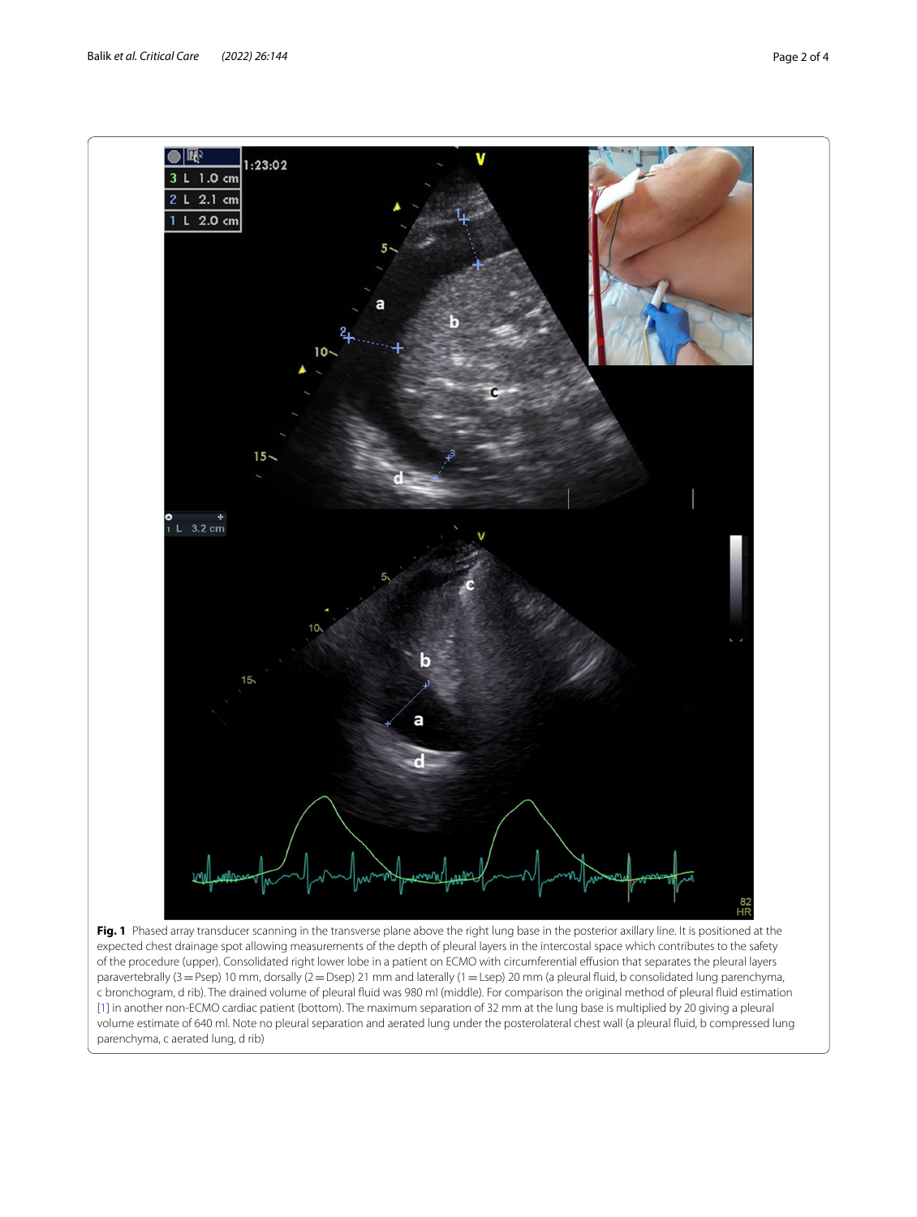**Fig. 1** Phased array transducer scanning in the transverse plane above the right lung base in the posterior axillary line. It is positioned at the expected chest drainage spot allowing measurements of the depth of pleural layers in the intercostal space which contributes to the safety of the procedure (upper). Consolidated right lower lobe in a patient on ECMO with circumferential effusion that separates the pleural layers paravertebrally (3 = Psep) 10 mm, dorsally (2 = Dsep) 21 mm and laterally (1 = Lsep) 20 mm (a pleural fluid, b consolidated lung parenchyma, c bronchogram, d rib). The drained volume of pleural fluid was 980 ml (middle). For comparison the original method of pleural fluid estimation [1] in another non-ECMO cardiac patient (bottom). The maximum separation of 32 mm at the lung base is multiplied by 20 giving a pleural volume estimate of 640 ml. Note no pleural separation and aerated lung under the posterolateral chest wall (a pleural fluid, b compressed lung parenchyma, c aerated lung, d rib)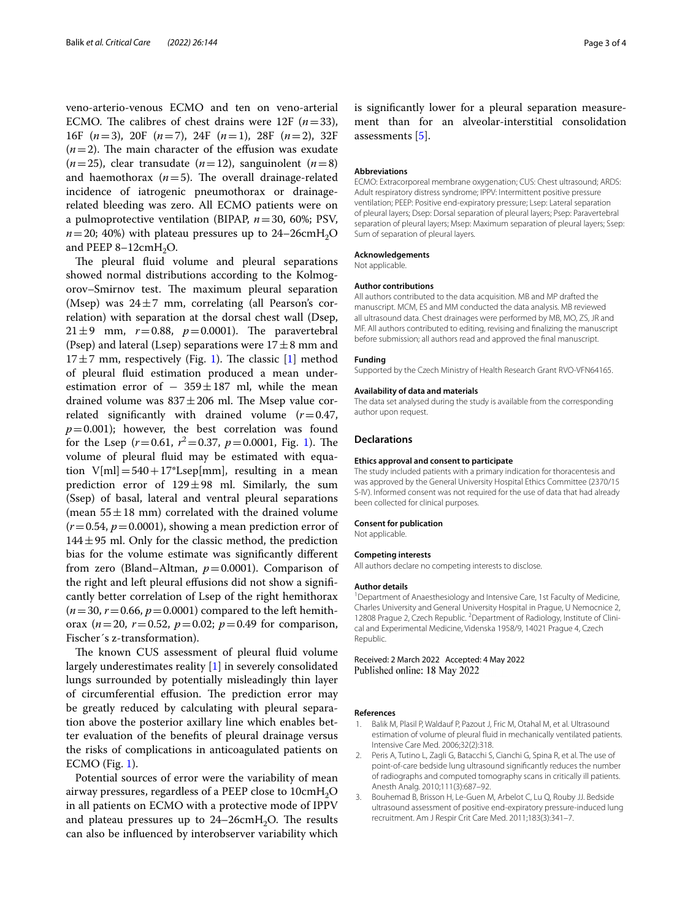veno-arterio-venous ECMO and ten on veno-arterial ECMO. The calibres of chest drains were 12F ($n=33$), 16F ($n=3$), 20F ($n=7$), 24F ($n=1$), 28F ($n=2$), 32F ($n=2$). The main character of the effusion was exudate ($n=25$), clear transudate ($n=12$), sanguinolent ($n=8$) and haemothorax ($n=5$). The overall drainage-related incidence of iatrogenic pneumothorax or drainage-related bleeding was zero. All ECMO patients were on a pulmoprotective ventilation (BIPAP, $n=30$, 60%; PSV, $n=20$; 40%) with plateau pressures up to 24–26cm$H_2O$ and PEEP 8–12cm$H_2O$.

The pleural fluid volume and pleural separations showed normal distributions according to the Kolmogorov–Smirnov test. The maximum pleural separation (Msep) was $24 \pm 7$ mm, correlating (all Pearson's correlation) with separation at the dorsal chest wall (Dsep, $21 \pm 9$ mm, $r=0.88$, $p=0.0001$). The paravertebral (Psep) and lateral (Lsep) separations were $17 \pm 8$ mm and $17 \pm 7$ mm, respectively (Fig. 1). The classic [1] method of pleural fluid estimation produced a mean underestimation error of $-359 \pm 187$ ml, while the mean drained volume was $837 \pm 206$ ml. The Msep value correlated significantly with drained volume ($r=0.47$, $p=0.001$); however, the best correlation was found for the Lsep ($r=0.61$, $r^2=0.37$, $p=0.0001$, Fig. 1). The volume of pleural fluid may be estimated with equation V[ml] = 540 + 17*Lsep[mm], resulting in a mean prediction error of $129 \pm 98$ ml. Similarly, the sum (Ssep) of basal, lateral and ventral pleural separations (mean $55 \pm 18$ mm) correlated with the drained volume ($r=0.54$, $p=0.0001$), showing a mean prediction error of $144 \pm 95$ ml. Only for the classic method, the prediction bias for the volume estimate was significantly different from zero (Bland–Altman, $p=0.0001$). Comparison of the right and left pleural effusions did not show a significantly better correlation of Lsep of the right hemithorax ($n=30$, $r=0.66$, $p=0.0001$) compared to the left hemithorax ($n=20$, $r=0.52$, $p=0.02$; $p=0.49$ for comparison, Fischer´s z-transformation).

The known CUS assessment of pleural fluid volume largely underestimates reality [1] in severely consolidated lungs surrounded by potentially misleadingly thin layer of circumferential effusion. The prediction error may be greatly reduced by calculating with pleural separation above the posterior axillary line which enables better evaluation of the benefits of pleural drainage versus the risks of complications in anticoagulated patients on ECMO (Fig. 1).

Potential sources of error were the variability of mean airway pressures, regardless of a PEEP close to 10cm$H_2O$ in all patients on ECMO with a protective mode of IPPV and plateau pressures up to 24–26cm$H_2O$. The results can also be influenced by interobserver variability which is significantly lower for a pleural separation measurement than for an alveolar-interstitial consolidation assessments [5].

### Abbreviations

ECMO: Extracorporeal membrane oxygenation; CUS: Chest ultrasound; ARDS: Adult respiratory distress syndrome; IPPV: Intermittent positive pressure ventilation; PEEP: Positive end-expiratory pressure; Lsep: Lateral separation of pleural layers; Dsep: Dorsal separation of pleural layers; Psep: Paravertebral separation of pleural layers; Msep: Maximum separation of pleural layers; Ssep: Sum of separation of pleural layers.

### Acknowledgements

Not applicable.

### Author contributions

All authors contributed to the data acquisition. MB and MP drafted the manuscript. MCM, ES and MM conducted the data analysis. MB reviewed all ultrasound data. Chest drainages were performed by MB, MO, ZS, JR and MF. All authors contributed to editing, revising and finalizing the manuscript before submission; all authors read and approved the final manuscript.

### Funding

Supported by the Czech Ministry of Health Research Grant RVO-VFN64165.

### Availability of data and materials

The data set analysed during the study is available from the corresponding author upon request.

## Declarations

### Ethics approval and consent to participate

The study included patients with a primary indication for thoracentesis and was approved by the General University Hospital Ethics Committee (2370/15 S-IV). Informed consent was not required for the use of data that had already been collected for clinical purposes.

### Consent for publication

Not applicable.

### Competing interests

All authors declare no competing interests to disclose.

### Author details

[1]Department of Anaesthesiology and Intensive Care, 1st Faculty of Medicine, Charles University and General University Hospital in Prague, U Nemocnice 2, 12808 Prague 2, Czech Republic. [2]Department of Radiology, Institute of Clinical and Experimental Medicine, Videnska 1958/9, 14021 Prague 4, Czech Republic.

Received: 2 March 2022 Accepted: 4 May 2022
Published online: 18 May 2022

### References

1. Balik M, Plasil P, Waldauf P, Pazout J, Fric M, Otahal M, et al. Ultrasound estimation of volume of pleural fluid in mechanically ventilated patients. Intensive Care Med. 2006;32(2):318.
2. Peris A, Tutino L, Zagli G, Batacchi S, Cianchi G, Spina R, et al. The use of point-of-care bedside lung ultrasound significantly reduces the number of radiographs and computed tomography scans in critically ill patients. Anesth Analg. 2010;111(3):687–92.
3. Bouhemad B, Brisson H, Le-Guen M, Arbelot C, Lu Q, Rouby JJ. Bedside ultrasound assessment of positive end-expiratory pressure-induced lung recruitment. Am J Respir Crit Care Med. 2011;183(3):341–7.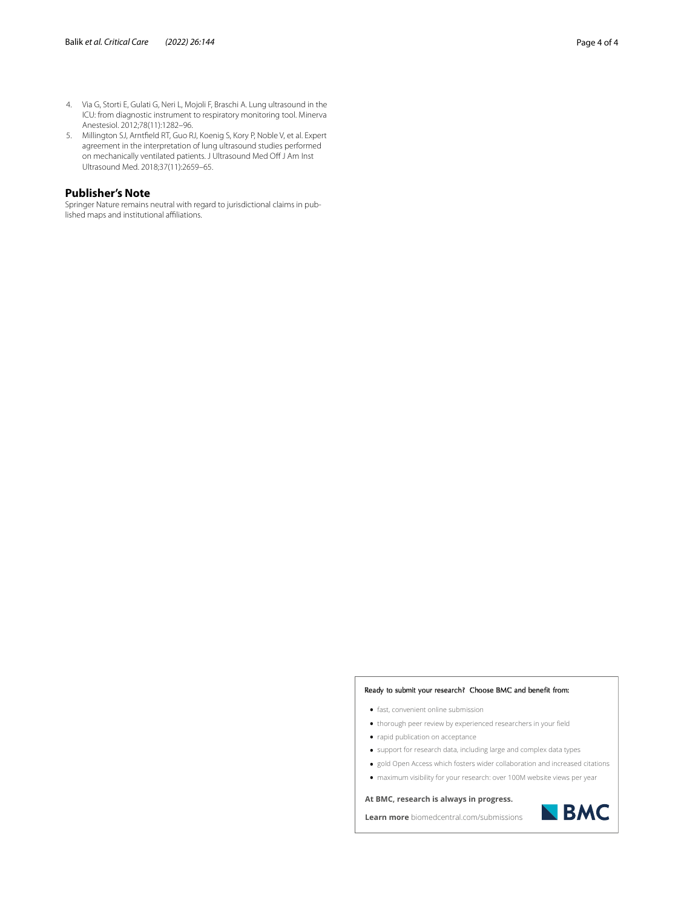4. Via G, Storti E, Gulati G, Neri L, Mojoli F, Braschi A. Lung ultrasound in the ICU: from diagnostic instrument to respiratory monitoring tool. Minerva Anestesiol. 2012;78(11):1282–96.
5. Millington SJ, Arntfield RT, Guo RJ, Koenig S, Kory P, Noble V, et al. Expert agreement in the interpretation of lung ultrasound studies performed on mechanically ventilated patients. J Ultrasound Med Off J Am Inst Ultrasound Med. 2018;37(11):2659–65.

## Publisher's Note

Springer Nature remains neutral with regard to jurisdictional claims in published maps and institutional affiliations.

Ready to submit your research? Choose BMC and benefit from:

- fast, convenient online submission
- thorough peer review by experienced researchers in your field
- rapid publication on acceptance
- support for research data, including large and complex data types
- gold Open Access which fosters wider collaboration and increased citations
- maximum visibility for your research: over 100M website views per year

**At BMC, research is always in progress.**

**Learn more** biomedcentral.com/submissions

BMC